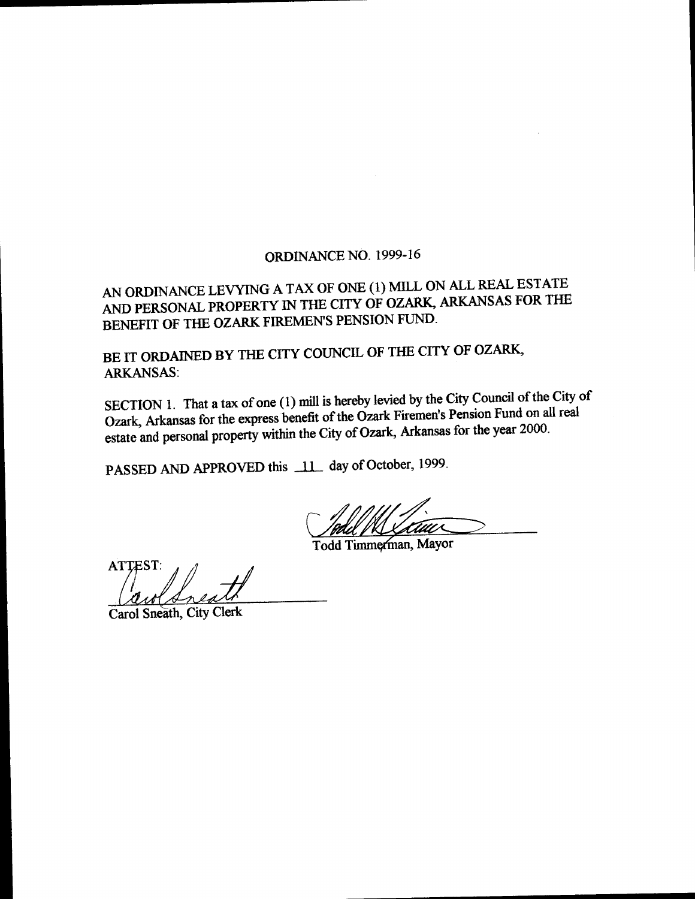# ORDINANCE NO. 1999-16

AN ORDINANCE LEVYING A TAX OF ONE (1) MILL ON ALL REAL ESTATE AND PERSONAL PROPERTY IN THE CITY OF OZARK, ARKANSAS FOR THE BENEFIT OF THE OZARK FIREMEN'S PENSION FUND.

BE IT ORDAINED BY THE CITY COUNCIL OF THE CITY OF OZARK, ARKANSAS:

SECTION 1. That a tax of one (1) mill is hereby levied by the City Council of the City of Ozark, Arkansas for the express benefit of the Ozark Firemen's Pension Fund on all real estate and personal property within the City of Ozark, Arkansas for the year 2000.

PASSED AND APPROVED this 11 day of October, 1999.

Todd Timmerman, Mayor

ATTEST:

Carol Sneath, City Clerk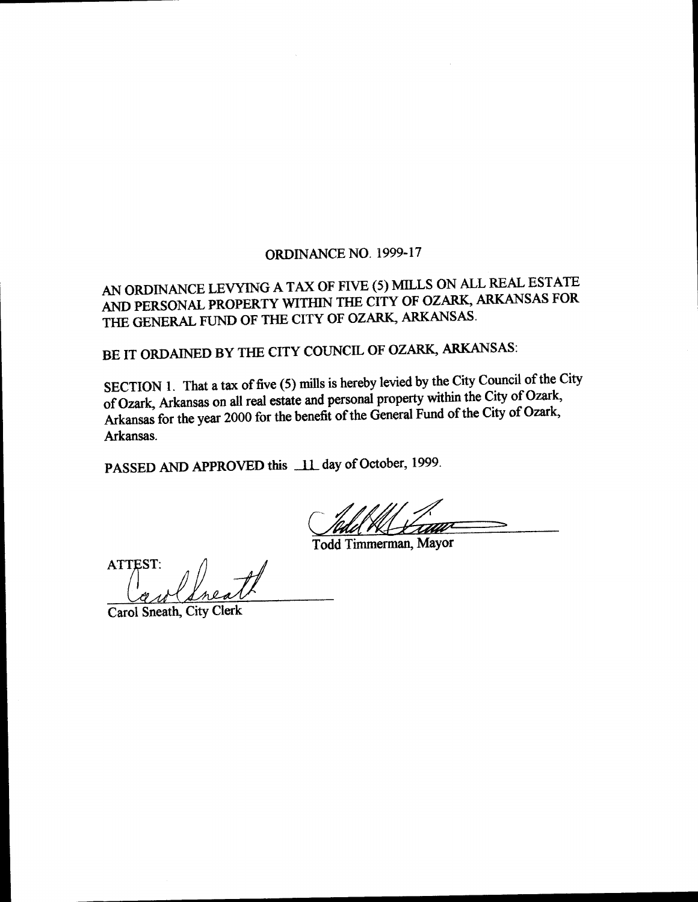# ORDINANCE NO. 1999-17

## AN ORDINANCE LEVYING A TAX OF FIVE (5) MILLS ON ALL REAL ESTATE AND PERSONAL PROPERTY WITHIN THE CITY OF OZARK, ARKANSAS FOR THE GENERAL FUND OF THE CITY OF OZARK, ARKANSAS.

BE IT ORDAINED BY THE CITY COUNCIL OF OZARK, ARKANSAS:

SECTION 1. That a tax of five (5) mills is hereby levied by the City Council of the City of Ozark, Arkansas on all real estate and personal property within the City of Ozark, Arkansas for the year 2000 for the benefit of the General Fund of the City of Ozark, Arkansas.

PASSED AND APPROVED this \_11\_ day of October, 1999.

Todd Timmerman, Mayor

ATTEST:

Carol Sneath, City Clerk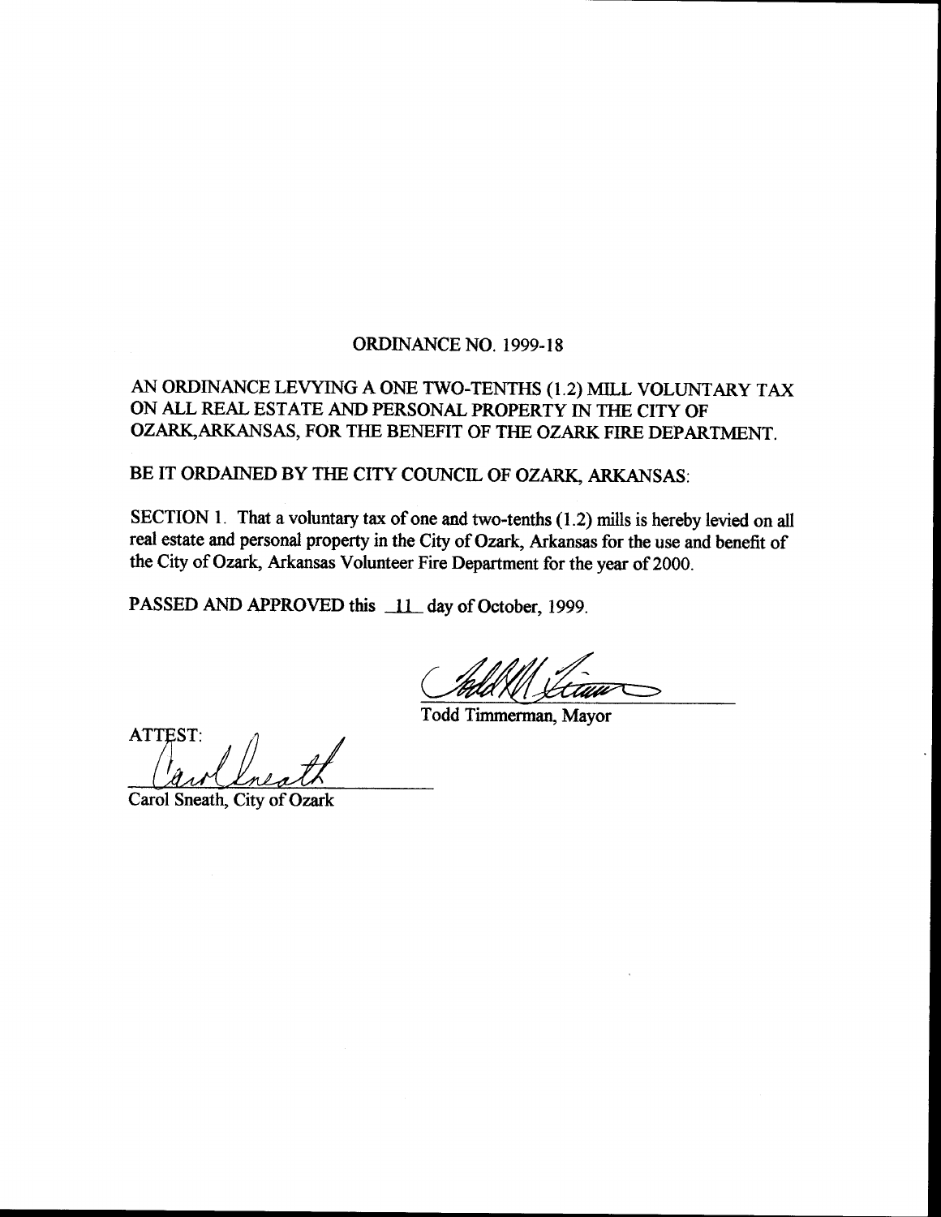ORDINANCE NO. 1999-18

AN ORDINANCE LEVYING A ONE TWO-TENTHS (1.2) MILL VOLUNTARY TAX ON ALL REAL ESTATE AND PERSONAL PROPERTY IN THE CITY OF OZARK,ARKANSAS, FOR THE BENEFIT OF THE OZARK FIRE DEPARTMENT.

BE IT ORDAINED BY THE CITY COUNCIL OF OZARK, ARKANSAS:

SECTION 1. That a voluntary tax of one and two-tenths (1.2) mills is hereby levied on all real estate and personal property in the City of Ozark, Arkansas for the use and benefit of the City of Ozark, Arkansas Volunteer Fire Department for the year of 2000.

PASSED AND APPROVED this 11 day of October, 1999.

Todd Timmerman, Mayor

ATTEST:

Carol Sneath, City of Ozark